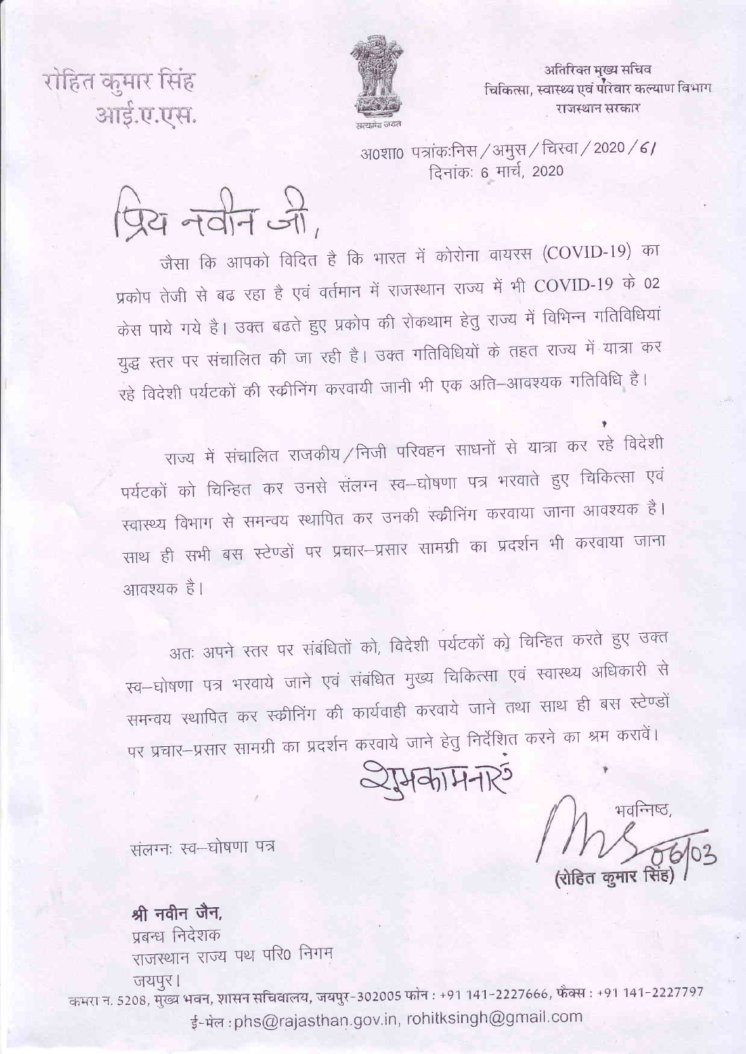रोहित कुमार सिंह
आई.ए.एस.

सत्यमेव जयते

अतिरिक्त मुख्य सचिव
चिकित्सा, स्वास्थ्य एवं परिवार कल्याण विभाग
राजस्थान सरकार

अ0शा0 पत्रांकःनिस / अमुस / चिस्वा / 2020 / 61
दिनांकः 6 मार्च, 2020

प्रिय नवीन जी,

जैसा कि आपको विदित है कि भारत में कोरोना वायरस (COVID-19) का प्रकोप तेजी से बढ रहा है एवं वर्तमान में राजस्थान राज्य में भी COVID-19 के 02 केस पाये गये है। उक्त बढते हुए प्रकोप की रोकथाम हेतु राज्य में विभिन्न गतिविधियां युद्ध स्तर पर संचालित की जा रही है। उक्त गतिविधियों के तहत राज्य में यात्रा कर रहे विदेशी पर्यटकों की स्क्रीनिंग करवायी जानी भी एक अति–आवश्यक गतिविधि है।

राज्य में संचालित राजकीय / निजी परिवहन साधनों से यात्रा कर रहे विदेशी पर्यटकों को चिन्हित कर उनसे संलग्न स्व–घोषणा पत्र भरवाते हुए चिकित्सा एवं स्वास्थ्य विभाग से समन्वय स्थापित कर उनकी स्क्रीनिंग करवाया जाना आवश्यक है। साथ ही सभी बस स्टेण्डों पर प्रचार–प्रसार सामग्री का प्रदर्शन भी करवाया जाना आवश्यक है।

अतः अपने स्तर पर संबंधितों को, विदेशी पर्यटकों को चिन्हित करते हुए उक्त स्व–घोषणा पत्र भरवाये जाने एवं संबंधित मुख्य चिकित्सा एवं स्वास्थ्य अधिकारी से समन्वय स्थापित कर स्क्रीनिंग की कार्यवाही करवाये जाने तथा साथ ही बस स्टेण्डों पर प्रचार–प्रसार सामग्री का प्रदर्शन करवाये जाने हेतु निर्देशित करने का श्रम करावें।

शुभकामनाऐं

भवन्निष्ठ,

06/03

(रोहित कुमार सिंह)

संलग्नः स्व–घोषणा पत्र

**श्री नवीन जैन,**
प्रबन्ध निदेशक
राजस्थान राज्य पथ परि0 निगम
जयपुर।

कमरा न. 5208, मुख्य भवन, शासन सचिवालय, जयपुर-302005 फोन : +91 141-2227666, फैक्स : +91 141-2227797
ई-मेल : phs@rajasthan.gov.in, rohitksingh@gmail.com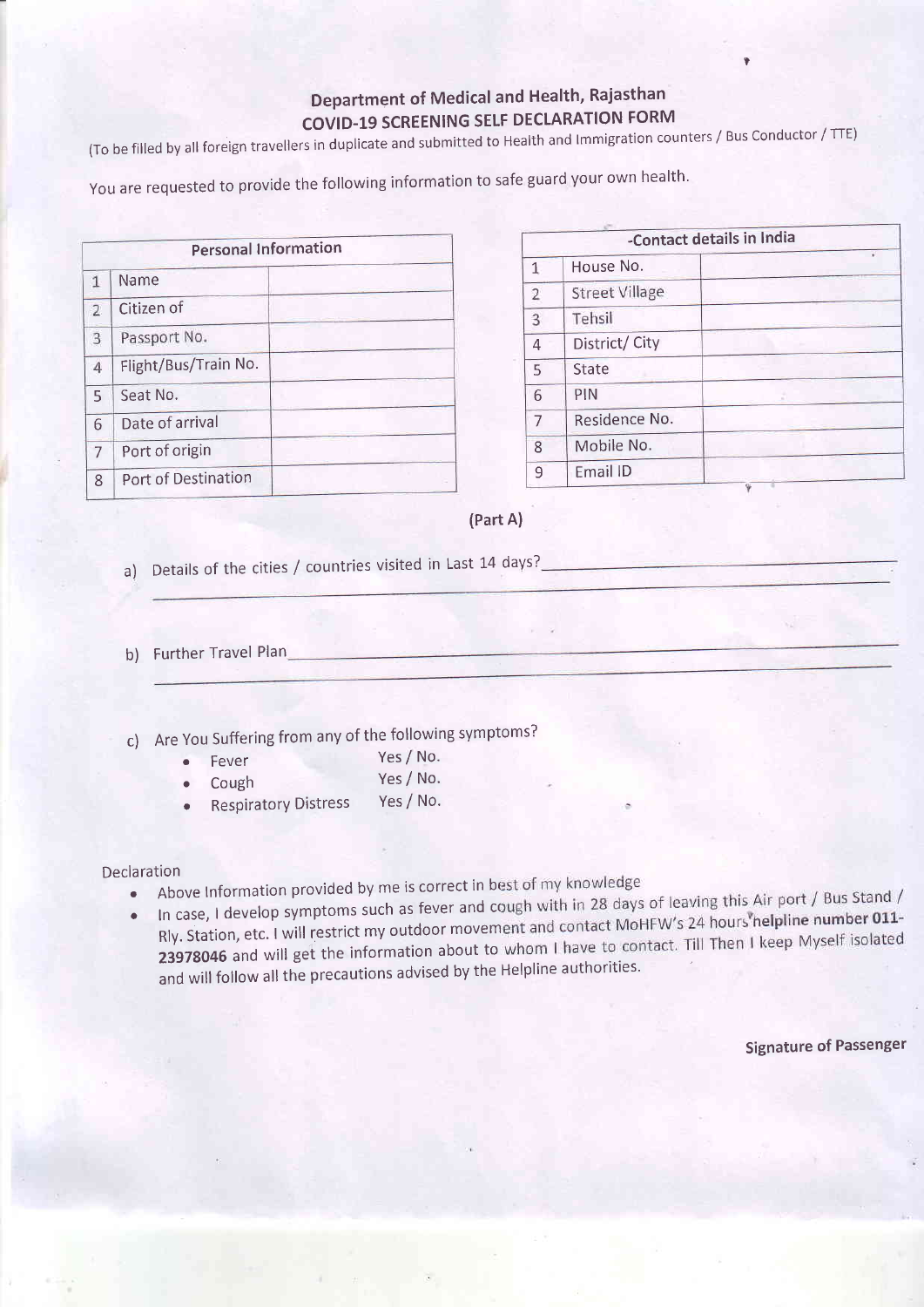## Department of Medical and Health, Rajasthan
## COVID-19 SCREENING SELF DECLARATION FORM

(To be filled by all foreign travellers in duplicate and submitted to Health and Immigration counters / Bus Conductor / TTE)

You are requested to provide the following information to safe guard your own health.

| Personal Information | | |
|---|---|---|
| 1 | Name | |
| 2 | Citizen of | |
| 3 | Passport No. | |
| 4 | Flight/Bus/Train No. | |
| 5 | Seat No. | |
| 6 | Date of arrival | |
| 7 | Port of origin | |
| 8 | Port of Destination | |

| -Contact details in India | | |
|---|---|---|
| 1 | House No. | |
| 2 | Street Village | |
| 3 | Tehsil | |
| 4 | District/ City | |
| 5 | State | |
| 6 | PIN | |
| 7 | Residence No. | |
| 8 | Mobile No. | |
| 9 | Email ID | |

**(Part A)**

a) Details of the cities / countries visited in Last 14 days?\_\_\_\_\_\_\_\_\_\_\_\_\_\_\_\_\_\_\_\_\_\_\_\_\_\_\_\_\_\_\_\_

b) Further Travel Plan\_\_\_\_\_\_\_\_\_\_\_\_\_\_\_\_\_\_\_\_\_\_\_\_\_\_\_\_\_\_\_\_\_\_\_\_\_\_\_\_

c) Are You Suffering from any of the following symptoms?

- Fever Yes / No.
- Cough Yes / No.
- Respiratory Distress Yes / No.

Declaration

- Above Information provided by me is correct in best of my knowledge
- In case, I develop symptoms such as fever and cough with in 28 days of leaving this Air port / Bus Stand / Rly. Station, etc. I will restrict my outdoor movement and contact MoHFW's 24 hours **helpline number 011-23978046** and will get the information about to whom I have to contact. Till Then I keep Myself isolated and will follow all the precautions advised by the Helpline authorities.

**Signature of Passenger**